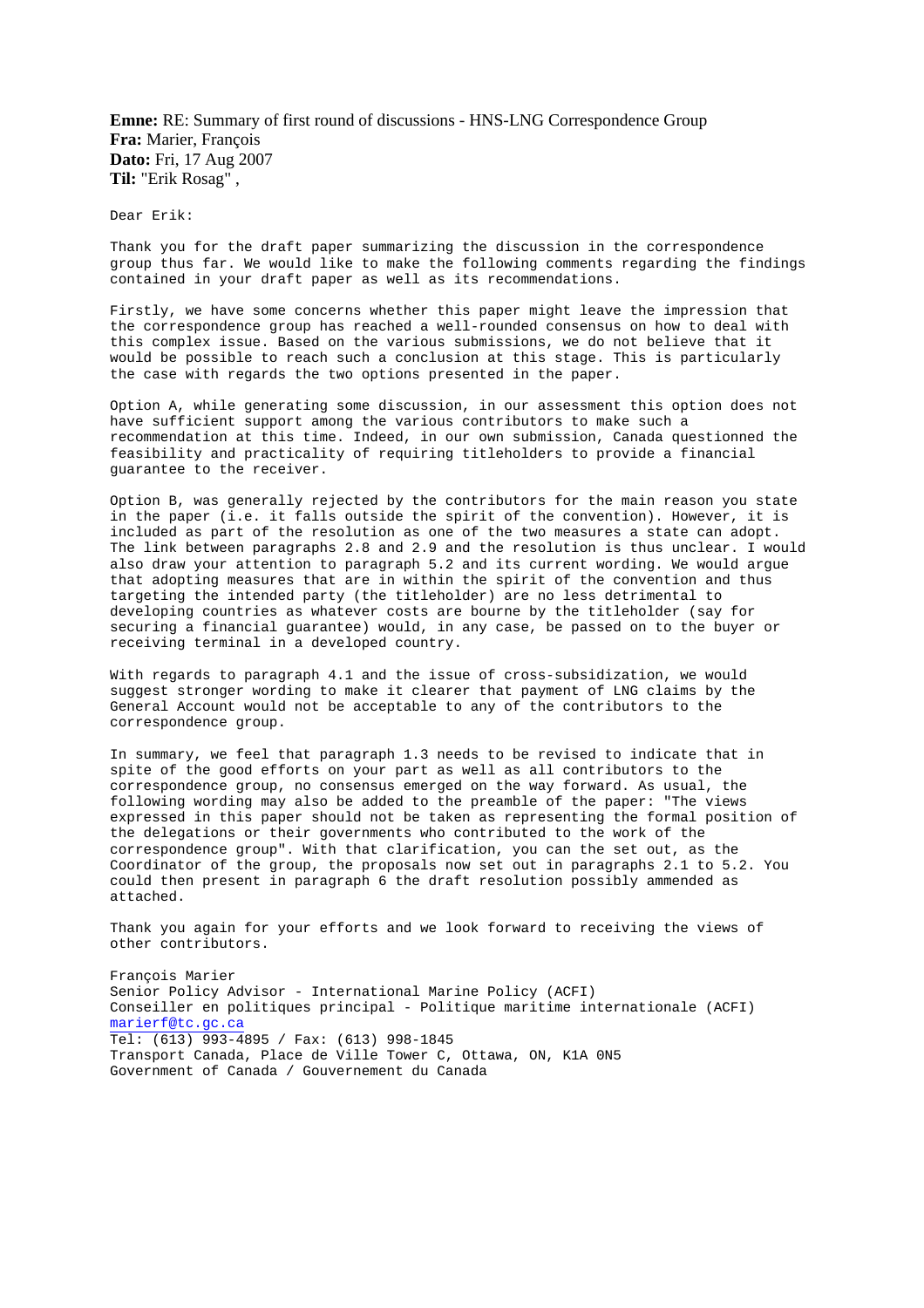**Emne:** RE: Summary of first round of discussions - HNS-LNG Correspondence Group
**Fra:** Marier, François
**Dato:** Fri, 17 Aug 2007
**Til:** "Erik Rosag" ,

Dear Erik:

Thank you for the draft paper summarizing the discussion in the correspondence group thus far. We would like to make the following comments regarding the findings contained in your draft paper as well as its recommendations.

Firstly, we have some concerns whether this paper might leave the impression that the correspondence group has reached a well-rounded consensus on how to deal with this complex issue. Based on the various submissions, we do not believe that it would be possible to reach such a conclusion at this stage. This is particularly the case with regards the two options presented in the paper.

Option A, while generating some discussion, in our assessment this option does not have sufficient support among the various contributors to make such a recommendation at this time. Indeed, in our own submission, Canada questionned the feasibility and practicality of requiring titleholders to provide a financial guarantee to the receiver.

Option B, was generally rejected by the contributors for the main reason you state in the paper (i.e. it falls outside the spirit of the convention). However, it is included as part of the resolution as one of the two measures a state can adopt. The link between paragraphs 2.8 and 2.9 and the resolution is thus unclear. I would also draw your attention to paragraph 5.2 and its current wording. We would argue that adopting measures that are in within the spirit of the convention and thus targeting the intended party (the titleholder) are no less detrimental to developing countries as whatever costs are bourne by the titleholder (say for securing a financial guarantee) would, in any case, be passed on to the buyer or receiving terminal in a developed country.

With regards to paragraph 4.1 and the issue of cross-subsidization, we would suggest stronger wording to make it clearer that payment of LNG claims by the General Account would not be acceptable to any of the contributors to the correspondence group.

In summary, we feel that paragraph 1.3 needs to be revised to indicate that in spite of the good efforts on your part as well as all contributors to the correspondence group, no consensus emerged on the way forward. As usual, the following wording may also be added to the preamble of the paper: "The views expressed in this paper should not be taken as representing the formal position of the delegations or their governments who contributed to the work of the correspondence group". With that clarification, you can the set out, as the Coordinator of the group, the proposals now set out in paragraphs 2.1 to 5.2. You could then present in paragraph 6 the draft resolution possibly ammended as attached.

Thank you again for your efforts and we look forward to receiving the views of other contributors.

François Marier
Senior Policy Advisor - International Marine Policy (ACFI)
Conseiller en politiques principal - Politique maritime internationale (ACFI)
marierf@tc.gc.ca
Tel: (613) 993-4895 / Fax: (613) 998-1845
Transport Canada, Place de Ville Tower C, Ottawa, ON, K1A 0N5
Government of Canada / Gouvernement du Canada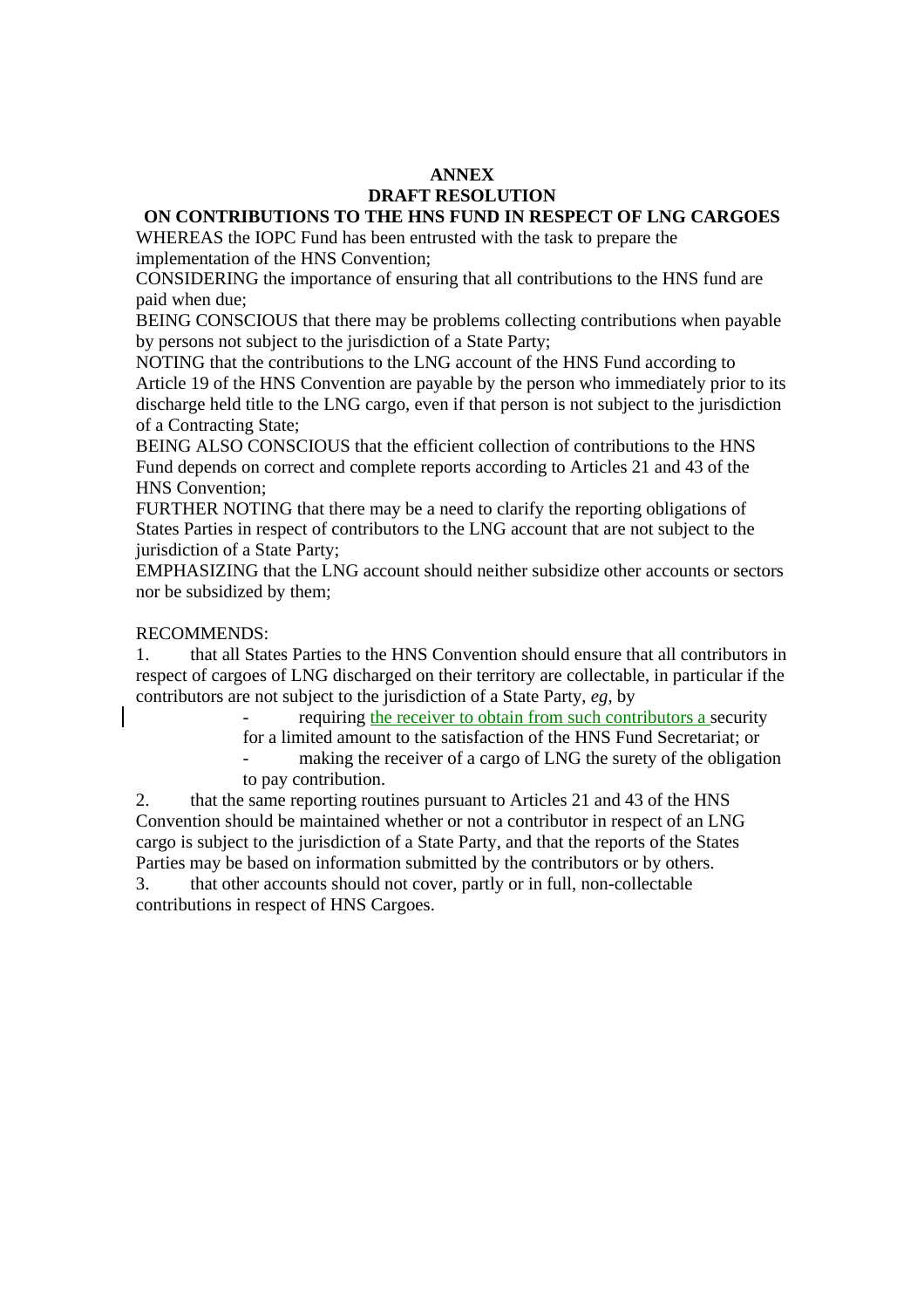**ANNEX**

**DRAFT RESOLUTION**

**ON CONTRIBUTIONS TO THE HNS FUND IN RESPECT OF LNG CARGOES**

WHEREAS the IOPC Fund has been entrusted with the task to prepare the implementation of the HNS Convention;

CONSIDERING the importance of ensuring that all contributions to the HNS fund are paid when due;

BEING CONSCIOUS that there may be problems collecting contributions when payable by persons not subject to the jurisdiction of a State Party;

NOTING that the contributions to the LNG account of the HNS Fund according to Article 19 of the HNS Convention are payable by the person who immediately prior to its discharge held title to the LNG cargo, even if that person is not subject to the jurisdiction of a Contracting State;

BEING ALSO CONSCIOUS that the efficient collection of contributions to the HNS Fund depends on correct and complete reports according to Articles 21 and 43 of the HNS Convention;

FURTHER NOTING that there may be a need to clarify the reporting obligations of States Parties in respect of contributors to the LNG account that are not subject to the jurisdiction of a State Party;

EMPHASIZING that the LNG account should neither subsidize other accounts or sectors nor be subsidized by them;

RECOMMENDS:

1. that all States Parties to the HNS Convention should ensure that all contributors in respect of cargoes of LNG discharged on their territory are collectable, in particular if the contributors are not subject to the jurisdiction of a State Party, *eg*, by

   - requiring the receiver to obtain from such contributors a security for a limited amount to the satisfaction of the HNS Fund Secretariat; or
   - making the receiver of a cargo of LNG the surety of the obligation to pay contribution.

2. that the same reporting routines pursuant to Articles 21 and 43 of the HNS Convention should be maintained whether or not a contributor in respect of an LNG cargo is subject to the jurisdiction of a State Party, and that the reports of the States Parties may be based on information submitted by the contributors or by others.

3. that other accounts should not cover, partly or in full, non-collectable contributions in respect of HNS Cargoes.